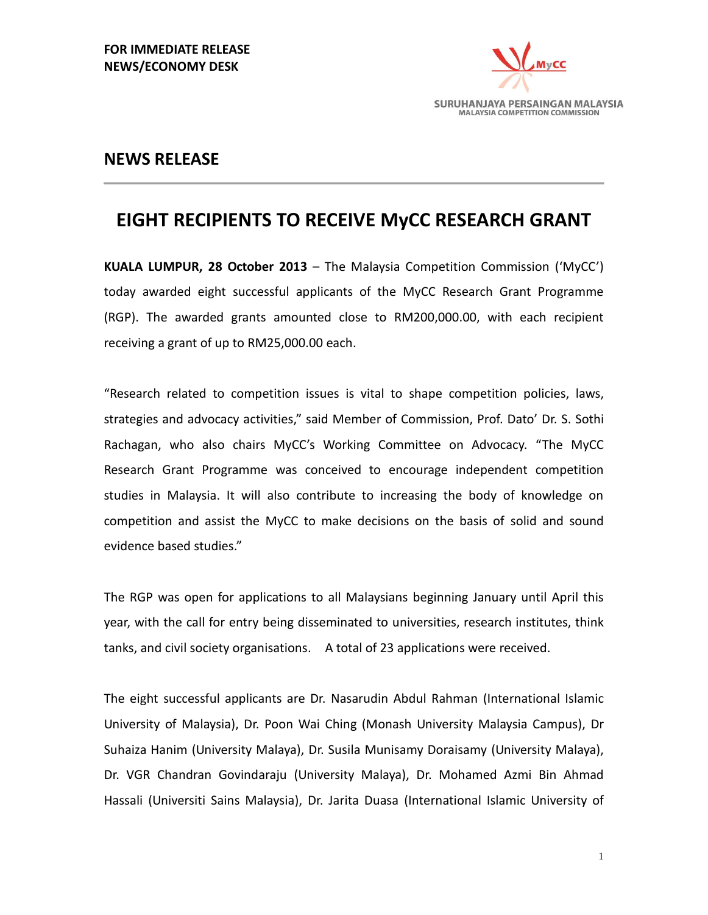**FOR IMMEDIATE RELEASE**
**NEWS/ECONOMY DESK**

SURUHANJAYA PERSAINGAN MALAYSIA
MALAYSIA COMPETITION COMMISSION

## NEWS RELEASE

# EIGHT RECIPIENTS TO RECEIVE MyCC RESEARCH GRANT

**KUALA LUMPUR, 28 October 2013** – The Malaysia Competition Commission ('MyCC') today awarded eight successful applicants of the MyCC Research Grant Programme (RGP). The awarded grants amounted close to RM200,000.00, with each recipient receiving a grant of up to RM25,000.00 each.

"Research related to competition issues is vital to shape competition policies, laws, strategies and advocacy activities," said Member of Commission, Prof. Dato' Dr. S. Sothi Rachagan, who also chairs MyCC's Working Committee on Advocacy. "The MyCC Research Grant Programme was conceived to encourage independent competition studies in Malaysia. It will also contribute to increasing the body of knowledge on competition and assist the MyCC to make decisions on the basis of solid and sound evidence based studies."

The RGP was open for applications to all Malaysians beginning January until April this year, with the call for entry being disseminated to universities, research institutes, think tanks, and civil society organisations. A total of 23 applications were received.

The eight successful applicants are Dr. Nasarudin Abdul Rahman (International Islamic University of Malaysia), Dr. Poon Wai Ching (Monash University Malaysia Campus), Dr Suhaiza Hanim (University Malaya), Dr. Susila Munisamy Doraisamy (University Malaya), Dr. VGR Chandran Govindaraju (University Malaya), Dr. Mohamed Azmi Bin Ahmad Hassali (Universiti Sains Malaysia), Dr. Jarita Duasa (International Islamic University of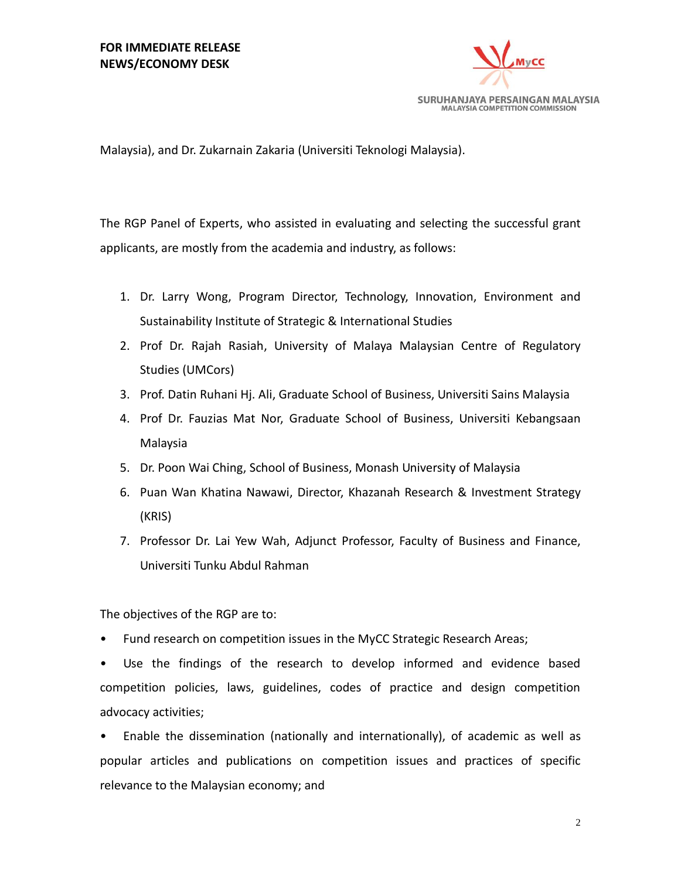Malaysia), and Dr. Zukarnain Zakaria (Universiti Teknologi Malaysia).

The RGP Panel of Experts, who assisted in evaluating and selecting the successful grant applicants, are mostly from the academia and industry, as follows:

1. Dr. Larry Wong, Program Director, Technology, Innovation, Environment and Sustainability Institute of Strategic & International Studies
2. Prof Dr. Rajah Rasiah, University of Malaya Malaysian Centre of Regulatory Studies (UMCors)
3. Prof. Datin Ruhani Hj. Ali, Graduate School of Business, Universiti Sains Malaysia
4. Prof Dr. Fauzias Mat Nor, Graduate School of Business, Universiti Kebangsaan Malaysia
5. Dr. Poon Wai Ching, School of Business, Monash University of Malaysia
6. Puan Wan Khatina Nawawi, Director, Khazanah Research & Investment Strategy (KRIS)
7. Professor Dr. Lai Yew Wah, Adjunct Professor, Faculty of Business and Finance, Universiti Tunku Abdul Rahman

The objectives of the RGP are to:

- Fund research on competition issues in the MyCC Strategic Research Areas;
- Use the findings of the research to develop informed and evidence based competition policies, laws, guidelines, codes of practice and design competition advocacy activities;
- Enable the dissemination (nationally and internationally), of academic as well as popular articles and publications on competition issues and practices of specific relevance to the Malaysian economy; and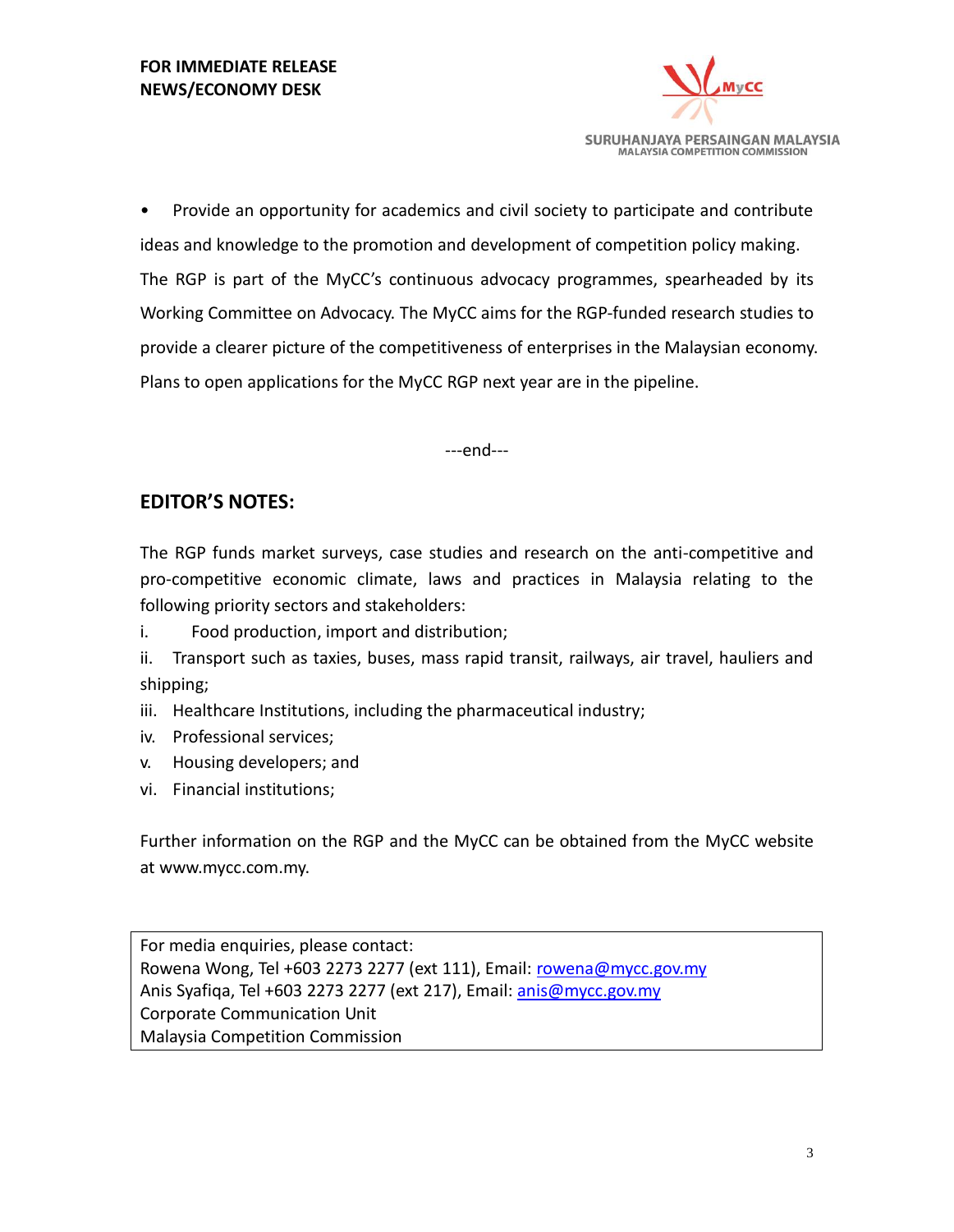**FOR IMMEDIATE RELEASE**
**NEWS/ECONOMY DESK**

- Provide an opportunity for academics and civil society to participate and contribute ideas and knowledge to the promotion and development of competition policy making.

The RGP is part of the MyCC's continuous advocacy programmes, spearheaded by its Working Committee on Advocacy. The MyCC aims for the RGP-funded research studies to provide a clearer picture of the competitiveness of enterprises in the Malaysian economy. Plans to open applications for the MyCC RGP next year are in the pipeline.

---end---

## EDITOR'S NOTES:

The RGP funds market surveys, case studies and research on the anti-competitive and pro-competitive economic climate, laws and practices in Malaysia relating to the following priority sectors and stakeholders:

i. Food production, import and distribution;

ii. Transport such as taxies, buses, mass rapid transit, railways, air travel, hauliers and shipping;

iii. Healthcare Institutions, including the pharmaceutical industry;

iv. Professional services;

v. Housing developers; and

vi. Financial institutions;

Further information on the RGP and the MyCC can be obtained from the MyCC website at www.mycc.com.my.

For media enquiries, please contact:
Rowena Wong, Tel +603 2273 2277 (ext 111), Email: rowena@mycc.gov.my
Anis Syafiqa, Tel +603 2273 2277 (ext 217), Email: anis@mycc.gov.my
Corporate Communication Unit
Malaysia Competition Commission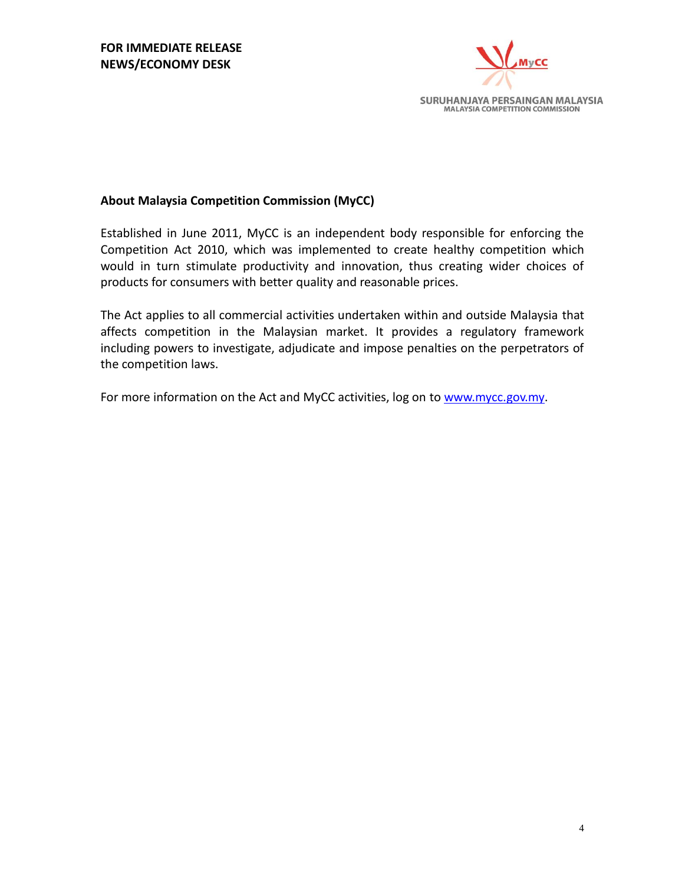**FOR IMMEDIATE RELEASE**
**NEWS/ECONOMY DESK**

**About Malaysia Competition Commission (MyCC)**

Established in June 2011, MyCC is an independent body responsible for enforcing the Competition Act 2010, which was implemented to create healthy competition which would in turn stimulate productivity and innovation, thus creating wider choices of products for consumers with better quality and reasonable prices.

The Act applies to all commercial activities undertaken within and outside Malaysia that affects competition in the Malaysian market. It provides a regulatory framework including powers to investigate, adjudicate and impose penalties on the perpetrators of the competition laws.

For more information on the Act and MyCC activities, log on to www.mycc.gov.my.